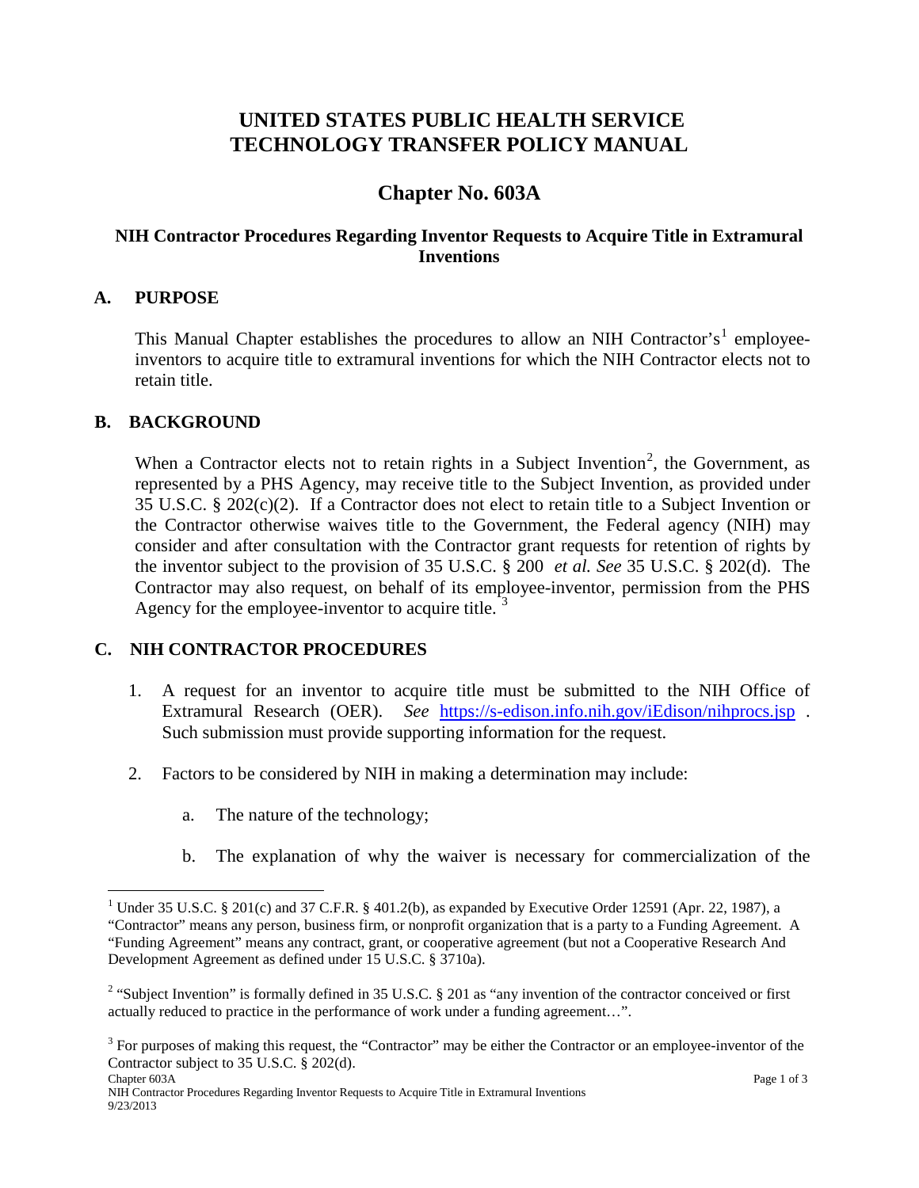# UNITED STATES PUBLIC HEALTH SERVICE TECHNOLOGY TRANSFER POLICY MANUAL

## Chapter No. 603A

### NIH Contractor Procedures Regarding Inventor Requests to Acquire Title in Extramural Inventions

### A. PURPOSE

This Manual Chapter establishes the procedures to allow an NIH Contractor's[1] employee-inventors to acquire title to extramural inventions for which the NIH Contractor elects not to retain title.

### B. BACKGROUND

When a Contractor elects not to retain rights in a Subject Invention[2], the Government, as represented by a PHS Agency, may receive title to the Subject Invention, as provided under 35 U.S.C. § 202(c)(2). If a Contractor does not elect to retain title to a Subject Invention or the Contractor otherwise waives title to the Government, the Federal agency (NIH) may consider and after consultation with the Contractor grant requests for retention of rights by the inventor subject to the provision of 35 U.S.C. § 200 *et al. See* 35 U.S.C. § 202(d). The Contractor may also request, on behalf of its employee-inventor, permission from the PHS Agency for the employee-inventor to acquire title. [3]

### C. NIH CONTRACTOR PROCEDURES

1. A request for an inventor to acquire title must be submitted to the NIH Office of Extramural Research (OER). *See* https://s-edison.info.nih.gov/iEdison/nihprocs.jsp . Such submission must provide supporting information for the request.

2. Factors to be considered by NIH in making a determination may include:

   a. The nature of the technology;

   b. The explanation of why the waiver is necessary for commercialization of the

---

[1] Under 35 U.S.C. § 201(c) and 37 C.F.R. § 401.2(b), as expanded by Executive Order 12591 (Apr. 22, 1987), a "Contractor" means any person, business firm, or nonprofit organization that is a party to a Funding Agreement. A "Funding Agreement" means any contract, grant, or cooperative agreement (but not a Cooperative Research And Development Agreement as defined under 15 U.S.C. § 3710a).

[2] "Subject Invention" is formally defined in 35 U.S.C. § 201 as "any invention of the contractor conceived or first actually reduced to practice in the performance of work under a funding agreement…".

[3] For purposes of making this request, the "Contractor" may be either the Contractor or an employee-inventor of the Contractor subject to 35 U.S.C. § 202(d).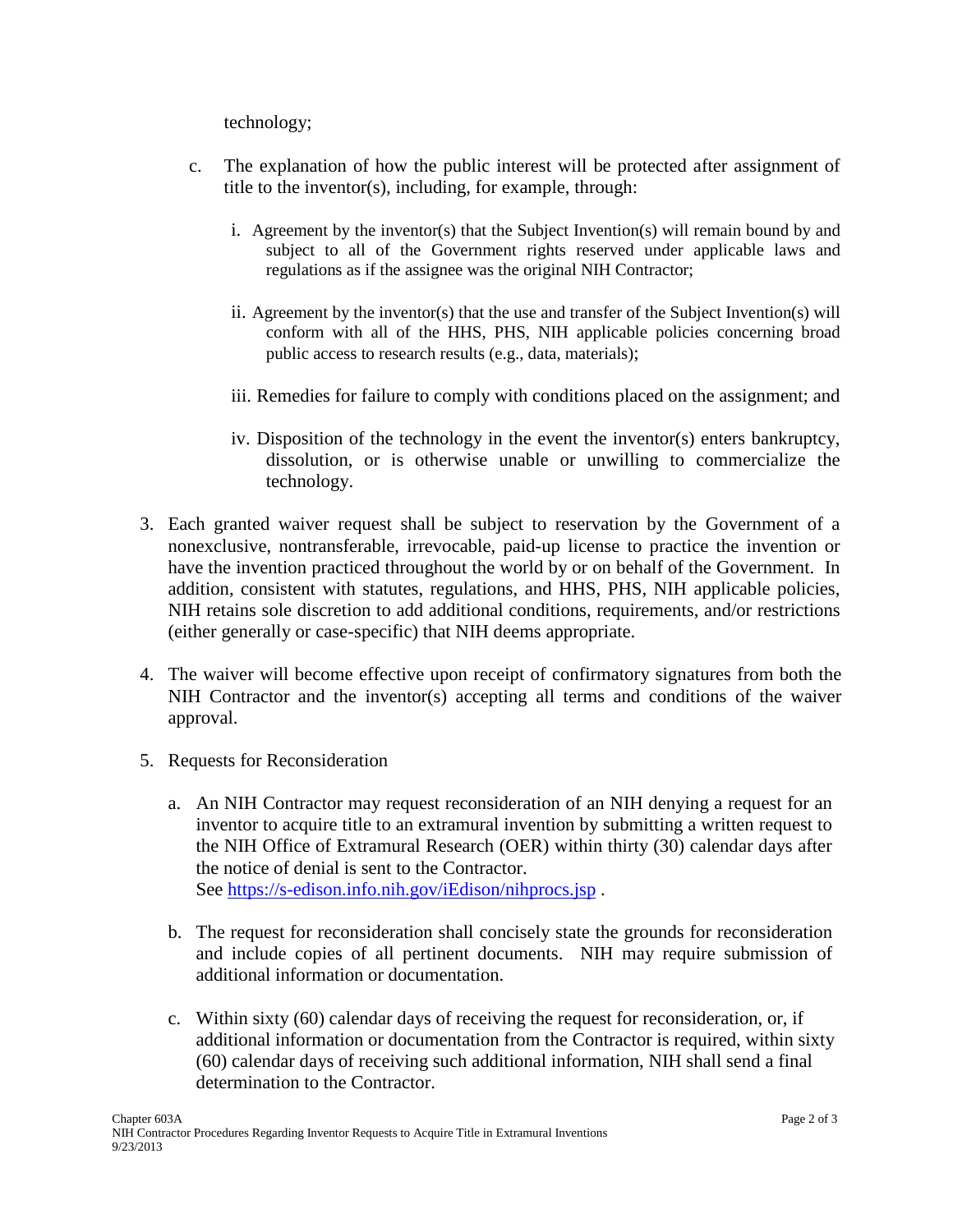technology;

c. The explanation of how the public interest will be protected after assignment of title to the inventor(s), including, for example, through:

   i. Agreement by the inventor(s) that the Subject Invention(s) will remain bound by and subject to all of the Government rights reserved under applicable laws and regulations as if the assignee was the original NIH Contractor;

   ii. Agreement by the inventor(s) that the use and transfer of the Subject Invention(s) will conform with all of the HHS, PHS, NIH applicable policies concerning broad public access to research results (e.g., data, materials);

   iii. Remedies for failure to comply with conditions placed on the assignment; and

   iv. Disposition of the technology in the event the inventor(s) enters bankruptcy, dissolution, or is otherwise unable or unwilling to commercialize the technology.

3. Each granted waiver request shall be subject to reservation by the Government of a nonexclusive, nontransferable, irrevocable, paid-up license to practice the invention or have the invention practiced throughout the world by or on behalf of the Government. In addition, consistent with statutes, regulations, and HHS, PHS, NIH applicable policies, NIH retains sole discretion to add additional conditions, requirements, and/or restrictions (either generally or case-specific) that NIH deems appropriate.

4. The waiver will become effective upon receipt of confirmatory signatures from both the NIH Contractor and the inventor(s) accepting all terms and conditions of the waiver approval.

5. Requests for Reconsideration

   a. An NIH Contractor may request reconsideration of an NIH denying a request for an inventor to acquire title to an extramural invention by submitting a written request to the NIH Office of Extramural Research (OER) within thirty (30) calendar days after the notice of denial is sent to the Contractor. See https://s-edison.info.nih.gov/iEdison/nihprocs.jsp .

   b. The request for reconsideration shall concisely state the grounds for reconsideration and include copies of all pertinent documents. NIH may require submission of additional information or documentation.

   c. Within sixty (60) calendar days of receiving the request for reconsideration, or, if additional information or documentation from the Contractor is required, within sixty (60) calendar days of receiving such additional information, NIH shall send a final determination to the Contractor.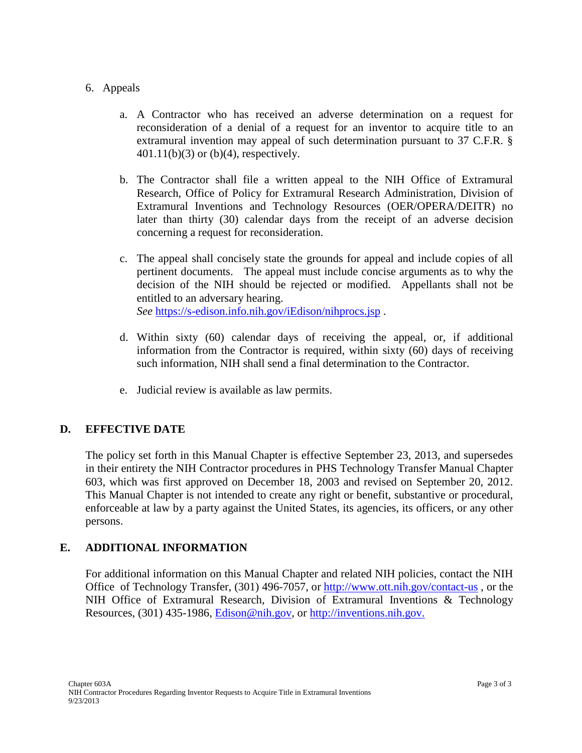6. Appeals

    a. A Contractor who has received an adverse determination on a request for reconsideration of a denial of a request for an inventor to acquire title to an extramural invention may appeal of such determination pursuant to 37 C.F.R. § 401.11(b)(3) or (b)(4), respectively.

    b. The Contractor shall file a written appeal to the NIH Office of Extramural Research, Office of Policy for Extramural Research Administration, Division of Extramural Inventions and Technology Resources (OER/OPERA/DEITR) no later than thirty (30) calendar days from the receipt of an adverse decision concerning a request for reconsideration.

    c. The appeal shall concisely state the grounds for appeal and include copies of all pertinent documents. The appeal must include concise arguments as to why the decision of the NIH should be rejected or modified. Appellants shall not be entitled to an adversary hearing.
    *See* https://s-edison.info.nih.gov/iEdison/nihprocs.jsp .

    d. Within sixty (60) calendar days of receiving the appeal, or, if additional information from the Contractor is required, within sixty (60) days of receiving such information, NIH shall send a final determination to the Contractor.

    e. Judicial review is available as law permits.

## D. EFFECTIVE DATE

The policy set forth in this Manual Chapter is effective September 23, 2013, and supersedes in their entirety the NIH Contractor procedures in PHS Technology Transfer Manual Chapter 603, which was first approved on December 18, 2003 and revised on September 20, 2012. This Manual Chapter is not intended to create any right or benefit, substantive or procedural, enforceable at law by a party against the United States, its agencies, its officers, or any other persons.

## E. ADDITIONAL INFORMATION

For additional information on this Manual Chapter and related NIH policies, contact the NIH Office of Technology Transfer, (301) 496-7057, or http://www.ott.nih.gov/contact-us , or the NIH Office of Extramural Research, Division of Extramural Inventions & Technology Resources, (301) 435-1986, Edison@nih.gov, or http://inventions.nih.gov.